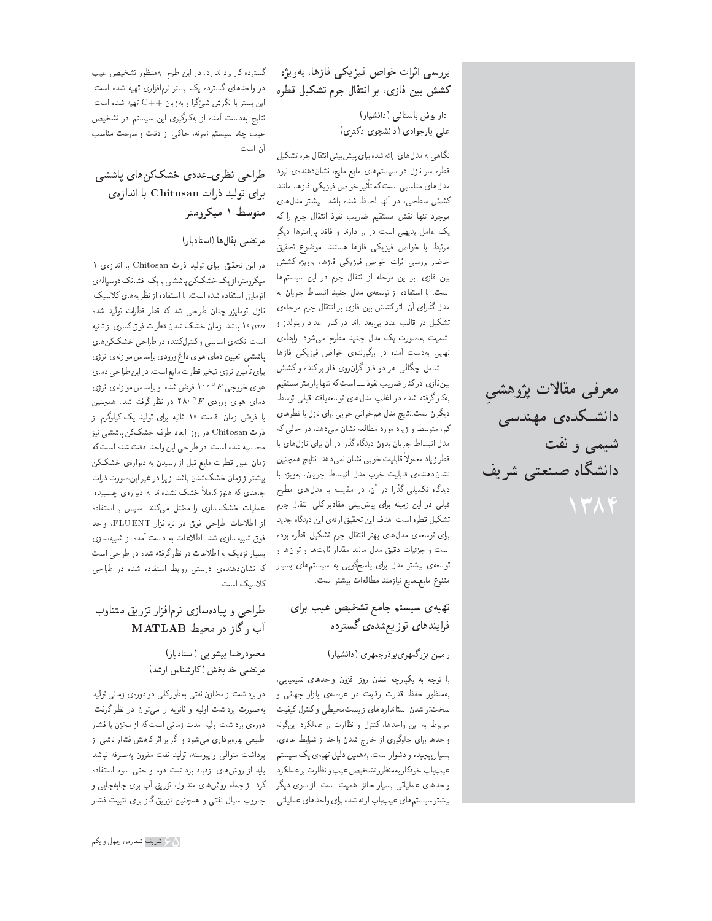# معرفی مقالات پژوهشیِ دانشکده‌ی مهندسی شیمی و نفت دانشگاه صنعتی شریف ۱۳۸۴

## بررسی اثرات خواص فیزیکی فازها، به‌ویژه کشش بین فازی، بر انتقال جرم تشکیل قطره

**داریوش باستانی (دانشیار)**
**علی یارجوادی (دانشجوی دکتری)**

نگاهی به مدل‌های ارائه شده برای پیش‌بینی انتقال جرم تشکیل قطره سر نازل در سیستم‌های مایع-مایع، نشان‌دهنده‌ی نبود مدل‌های مناسبی است که تأثیر خواص فیزیکی فازها، مانند کشش سطحی، در آنها لحاظ شده باشد. بیشتر مدل‌های موجود تنها نقش مستقیم ضریب نفوذ انتقال جرم را که یک عامل بدیهی است در بر دارند و فاقد پارامترها دیگرِ مرتبط با خواص فیزیکی فازها هستند. موضوع تحقیق حاضر بررسی اثرات خواص فیزیکی فازها، به‌ویژه کشش بین فازی، بر این مرحله از انتقال جرم در این سیستم‌ها است. با استفاده از توسعه‌ی مدل جدید انبساط جریان به مدل گذرای آن، اثر کشش بین فازی بر انتقال جرم مرحله‌ی تشکیل در قالب عدد بی‌بعد باند در کنار اعداد رینولدز و اشمیت به‌صورت یک مدل جدید مطرح می‌شود. رابطه‌ی نهایی به‌دست آمده در برگیرنده‌ی خواص فیزیکی فازها — شامل چگالی هر دو فاز، گران‌روی فاز پراکنده و کشش بین‌فازی در کنار ضریب نفوذ — است که تنها پارامتر مستقیم به‌کار گرفته شده در اغلب مدل‌های توسعه‌یافته قبلی توسط دیگران است. نتایج مدل هم‌خوانی خوبی برای نازل با قطرهای کم، متوسط و زیاد مورد مطالعه نشان می‌دهد، در حالی که مدل انبساط جریان بدون دیدگاه گذرا در آن برای نازل‌های با قطر زیاد معمولاً قابلیت خوبی نشان نمی‌دهد. نتایج همچنین نشان‌دهنده‌ی قابلیت خوب مدل انبساط جریان، به‌ویژه با دیدگاه تکمیلی گذرا در آن، در مقایسه با مدل‌های مطرح قبلی در این زمینه برای پیش‌بینی مقادیر کلی انتقال جرم تشکیل قطره است. هدف این تحقیق ارائه‌ی این دیدگاه جدید برای توسعه‌ی مدل‌های بهتر انتقال جرم تشکیل قطره بوده است و جزئیات دقیق مدل مانند مقدار ثابت‌ها و توان‌ها و توسعه‌ی بیشتر مدل برای پاسخ‌گویی به سیستم‌های بسیار متنوع مایع-مایع نیازمند مطالعات بیشتر است.

## تهیه‌ی سیستم جامع تشخیص عیب برای فرایندهای توزیع‌شده‌ی گسترده

**رامین بزرگمهری‌بوذرجمهری (دانشیار)**

با توجه به یکپارچه شدن روز افزون واحدهای شیمیایی، به‌منظور حفظ قدرت رقابت در عرصه‌ی بازار جهانی و سخت‌تر شدن استانداردهای زیست‌محیطی و کنترل کیفیت مربوط به این واحدها، کنترل و نظارت بر عملکرد این‌گونه واحدها برای جلوگیری از خارج شدن واحد از شرایط عادی، بسیار پیچیده و دشوار است. به‌همین دلیل تهیه‌ی یک سیستم عیب‌یاب خودکار به‌منظور تشخیص عیب و نظارت بر عملکرد واحدهای عملیاتی بسیار حائز اهمیت است. از سوی دیگر بیشتر سیستم‌های عیب‌یاب ارائه شده برای واحدهای عملیاتی گسترده کاربرد ندارد. در این طرح، به‌منظور تشخیص عیب در واحدهای گسترده یک بستر نرم‌افزاری تهیه شده است. این بستر با نگرش شیٔ‌گرا و به زبان C++ تهیه شده است. نتایج به‌دست آمده از به‌کارگیری این سیستم در تشخیص عیب چند سیستم نمونه، حاکی از دقت و سرعت مناسب آن است.

## طراحی نظری-عددی خشک‌کن‌های پاششی برای تولید ذرات Chitosan با اندازه‌ی متوسط ۱ میکرومتر

**مرتضی بقال‌ها (استادیار)**

در این تحقیق، برای تولید ذرات Chitosan با اندازه‌ی ۱ میکرومتر، از یک خشک‌کن پاششی با یک افشانک دوسیاله‌ی اتومایزر استفاده شده است. با استفاده از نظریه‌های کلاسیک، نازل اتومایزر چنان طراحی شد که قطر قطرات تولید شده $10\,\mu m$ باشد. زمان خشک شدن قطرات فوق کسری از ثانیه است. نکته‌ی اساسی و کنترل‌کننده در طراحی خشک‌کن‌های پاششی، تعیین دمای هوای داغ ورودی براساس موازنه‌ی انرژی برای تأمین انرژی تبخیر قطرات مایع است. در این طراحی دمای هوای خروجی $100\,^{\circ}F$ فرض شده، و براساس موازنه‌ی انرژی دمای هوای ورودی $280\,^{\circ}F$ در نظر گرفته شد. همچنین با فرض زمان اقامت ۱۰ ثانیه برای تولید یک کیلوگرم از ذرات Chitosan در روز، ابعاد ظرف خشک‌کن پاششی نیز محاسبه شده است. در طراحی این واحد، دقت شده است که زمان عبور قطرات مایع قبل از رسیدن به دیواره‌ی خشک‌کن بیشتر از زمان خشک‌شدن باشد، زیرا در غیر این‌صورت ذرات جامدی که هنوز کاملاً خشک نشده‌اند به دیواره‌ی چسبیده، عملیات خشک‌سازی را مختل می‌کنند. سپس با استفاده از اطلاعات طراحی فوق در نرم‌افزار FLUENT، واحد فوق شبیه‌سازی شد. اطلاعات به دست آمده از شبیه‌سازی بسیار نزدیک به اطلاعات در نظرگرفته شده در طراحی است که نشان‌دهنده‌ی درستی روابط استفاده شده در طراحی کلاسیک است.

## طراحی و پیاده‌سازی نرم‌افزار تزریق متناوب آب و گاز در محیط MATLAB

**محمودرضا پیشوایی (استادیار)**
**مرتضی خدابخش (کارشناس ارشد)**

در برداشت از مخازن نفتی به‌طورکلی دو دوره‌ی زمانی تولید به‌صورت برداشت اولیه و ثانویه را می‌توان در نظر گرفت. دوره‌ی برداشت اولیه، مدت زمانی است که از مخزن با فشار طبیعی بهره‌برداری می‌شود و اگر بر اثر کاهش فشار ناشی از برداشت متوالی و پیوسته، تولید نفت مقرون به‌صرفه نباشد باید از روش‌های ازدیاد برداشت دوم و حتی سوم استفاده کرد. از جمله روش‌های متداول، تزریق آب برای جابه‌جایی و جاروب سیال نفتی و همچنین تزریق گاز برای تثبیت فشار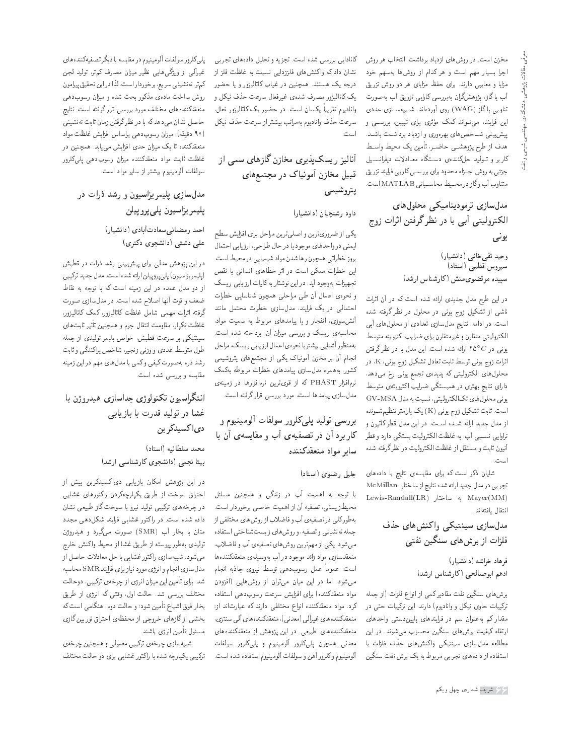مخزن است. در روش‌های ازدیاد برداشت، انتخاب هر روش اجرا بسیار مهم است و هر کدام از روش‌ها به‌سهم خود مزایا و معایبی دارند. برای حفظ مزایای هر دو روش تزریق آب یا گاز، پژوهشگران به‌بررسی کارایی تزریق آب به‌صورت تناوبی با گاز (WAG) روی آورده‌اند. شبیه‌سازی عددی این فرایند، می‌تواند کمک مؤثری برای تبیین، بررسی و پیش‌بینی شاخص‌های بهره‌وری و ازدیاد برداشت باشد. هدف از طرح پژوهشی حاضر، تأمین یک محیط واسط کاربر و تولید حل‌کننده‌ی دستگاه معادلات دیفرانسیل جزئی به روش اجزاء محدود برای بررسی کارایی فرایند تزریق متناوب آب و گاز در محیط محاسباتی MATLAB است.

## مدل‌سازی ترمودینامیکی محلول‌های الکترولیتی آبی با در نظرگرفتن اثرات زوج یونی

**وحید تقی‌خانی (دانشیار)**
**سیروس قطبی (استاد)**
**سپیده مرتضوی‌منش (کارشناس ارشد)**

در این طرح مدل جدیدی ارائه شده است که در آن اثرات ناشی از تشکیل زوج یونی در محلول در نظر گرفته شده است. در ادامه، نتایج مدل‌سازی تعدادی از محلول‌های آبی الکترولیتی متقارن و غیرمتقارن برای ضرایب اکتیویته متوسط یونی در $25°C$ ارائه شده است. این مدل با در نظرگرفتن اثرات زوج یونی توسط ثابت تعادل تشکیل زوج یونی، K، در محلول‌های الکترولیتی که پدیده‌ی تجمع یونی رخ می‌دهد، دارای نتایج بهتری در همبستگی ضرایب اکتیویته‌ی متوسط یونی محلول‌های تک‌الکترولیتی، نسبت به مدل GV-MSA است. ثابت تشکیل زوج یونی (K) یک پارامتر تنظیم‌شونده از مدل جدید ارائه شده است. در این مدل قطر کاتیون و تراوایی نسبی آب، به غلظت الکترولیت بستگی دارد و قطر آنیون ثابت و مستقل از غلظت الکترولیت در نظرگرفته شده است.

شایان ذکر است که برای مقایسه‌ی نتایج با داده‌های تجربی در مدل جدید ارائه شده نتایج از ساختار McMillan-Mayer(MM) به ساختار Lewis-Randall(LR) انتقال یافته‌اند.

## مدل‌سازی سینتیکی واکنش‌های حذف فلزات از برش‌های سنگین نفتی

**فرهاد خراشه (دانشیار)**
**ادهم ابوصالحی (کارشناس ارشد)**

برش‌های سنگین نفت مقادیر کمی از انواع فلزات (از جمله ترکیبات حاوی نیکل و وانادیوم) دارند. این ترکیبات حتی در مقدار کم به‌عنوان سم در فرایندهای پایین‌دستی واحدهای ارتقاء کیفیت برش‌های سنگین محسوب می‌شوند. در این مطالعه مدل‌سازی سینتیکی واکنش‌های حذف فلزات با استفاده از داده‌های تجربی مربوط به یک برش نفت سنگین کانادایی بررسی شده است. تجزیه و تحلیل داده‌های تجربی نشان داد که واکنش‌های فلززدایی نسبت به غلظت فلز از درجه یک هستند. همچنین در غیاب کاتالیزور و یا حضور یک کاتالیزور مصرف شده‌ی غیرفعال سرعت حذف نیکل و وانادیوم تقریباً یکسان است. در حضور یک کاتالیزور فعال، سرعت حذف وانادیوم به‌مراتب بیشتر از سرعت حذف نیکل است.

## آنالیز ریسک‌پذیری مخازن گازهای سمی از قبیل مخازن آمونیاک در مجتمع‌های پتروشیمی

**داود رشتچیان (دانشیار)**

یکی از ضروری‌ترین و اصلی‌ترین مراحل برای افزایش سطح ایمنی در واحدهای موجود یا در حال طراحی، ارزیابی احتمال بروز خطراتی همچون رها شدن مواد شیمیایی در محیط است. این خطرات ممکن است در اثر خطاهای انسانی یا نقص تجهیزات به‌وجود آید. در این نوشتار به کلیات ارزیابی ریسک و نحوه‌ی اعمال آن طی مراحلی همچون شناسایی خطرات احتمالی در یک فرایند، مدل‌سازی خطرات محتمل مانند آتش‌سوزی، انفجار و یا پیامدهای مربوط به سمیت مواد، محاسبه‌ی ریسک و بررسی میزان آن، پرداخته شده است. به‌منظور آشنایی بیشتر با نحوه‌ی اعمال ارزیابی ریسک، مراحل انجام آن بر مخزن آمونیاک یکی از مجتمع‌های پتروشیمی کشور، به‌همراه مدل‌سازی پیامدهای خطرات مربوطه به‌کمک نرم‌افزار PHAST که از قوی‌ترین نرم‌افزارها در زمینه‌ی مدل‌سازی پیامدها است، مورد بررسی قرار گرفته است.

## بررسی تولید پلی‌کلرور سولفات آلومینیوم و کاربرد آن در تصفیه‌ی آب و مقایسه‌ی آن با سایر مواد منعقدکننده

**جلیل رضوی (استاد)**

با توجه به اهمیت آب در زندگی و همچنین مسائل محیط‌زیستی، تصفیه آن از اهمیت خاصی برخوردار است. به‌طورکلی در تصفیه‌ی آب و فاضلاب از روش‌های مختلفی از جمله ته‌نشینی و تصفیه، و روش‌های زیست‌شناختی استفاده می‌شود. یکی از مهم‌ترین روش‌های تصفیه‌ی آب و فاضلاب، منعقدسازی مواد زائد موجود در آب به‌وسیله‌ی منعقدکننده‌ها است. عموماً عمل رسوب‌دهی توسط نیروی جاذبه انجام می‌شود، اما در این میان می‌توان از روش‌هایی (افزودن مواد منعقدکننده) برای افزایش سرعت رسوب‌دهی استفاده کرد. مواد منعقدکننده انواع مختلفی دارند که عبارت‌اند از: منعقدکننده‌های غیرآلی (معدنی)، منعقدکننده‌های آلی سنتزی، منعقدکننده‌های طبیعی. در این پژوهش از منعقدکننده‌های معدنی همچون پلی‌کلرور آلومینیوم و پلی‌کلرور سولفات آلومینیوم و کلرور آهن و سولفات آلومینیوم استفاده شده است. پلی‌کلرور سولفات آلومینیوم در مقایسه با دیگر تصفیه‌کننده‌های غیرآلی از ویژگی‌هایی نظیر میزان مصرف کم‌تر، تولید لجن کم‌تر، ته‌نشینی سریع، برخوردار است. لذا در این تحقیق پیرامون روش ساخت ماده‌ی مذکور بحث شده و میزان رسوب‌دهی منعقدکننده‌های مختلف مورد بررسی قرار گرفته است. نتایج حاصل نشان می‌دهد که با در نظرگرفتن زمان ثابت ته‌نشینی (۹۰ دقیقه)، میزان رسوب‌دهی براساس افزایش غلظت مواد منعقدکننده تا یک میزان حدی افزایش می‌یابد. همچنین در غلظت ثابت مواد منعقدکننده میزان رسوب‌دهی پلی‌کلرور سولفات آلومینیوم بیشتر از سایر مواد است.

## مدل‌سازی پلیمریزاسیون و رشد ذرات در پلیمریزاسیون پلی‌پروپیلن

**احمد رمضانی‌سعادت‌آبادی (دانشیار)**
**علی دشتی (دانشجوی دکتری)**

در این پژوهش مدلی برای پیش‌بینی رشد ذرات در قطبش (پلیمریزاسیون) پلی‌پروپیلن ارائه شده است. مدل جدید ترکیبی از دو مدل عمده در این زمینه است که با توجه به نقاط ضعف و قوت آنها اصلاح شده است. در مدل‌سازی صورت گرفته اثرات مهمی شامل غلظت کاتالیزور، کمک کاتالیزور، غلظت تکپار، مقاومت انتقال جرم و همچنین تأثیر ثابت‌های سینتیکی بر سرعت قطبش، خواص پلیمر تولیدی از جمله طول متوسط عددی و وزنی زنجیر، شاخص پراکندگی و ثابت رشد ذره به‌صورت کیفی و کمی با مدل‌های مهم در این زمینه مقایسه و بررسی شده است.

## انتگراسیون تکنولوژی جداسازی هیدروژن با غشا در تولید قدرت با بازیابی دی‌اکسیدکربن

**محمد سلطانیه (استاد)**
**بیتا نجمی (دانشجوی کارشناسی ارشد)**

در این پژوهش امکان بازیابی دی‌اکسیدکربن پیش از احتراق سوخت از طریق یکپارچه‌کردن راکتورهای غشایی در چرخه‌های ترکیبی تولید نیرو با سوخت گاز طبیعی نشان داده شده است. در راکتور غشایی فرایند شکل‌دهی مجدد متان با بخار آب (SMR) صورت می‌گیرد و هیدروژن تولیدی به‌طور پیوسته از طریق غشا از محیط واکنش خارج می‌شود. شبیه‌سازی راکتور غشایی با حل معادلات حاصل از مدل‌سازی انجام و انرژی مورد نیاز برای فرایند SMR محاسبه شد. برای تأمین این میزان انرژی از چرخه‌های ترکیبی، دوحالت مختلف بررسی شد. حالت اول، وقتی که انرژی از طریق بخار فوق اشباع تأمین شود؛ و حالت دوم، هنگامی است که بخشی از گازهای خروجی از محفظه‌ی احتراق توربین گازی مسئول تأمین انرژی باشند.

شبیه‌سازی چرخه‌ی ترکیبی معمولی و همچنین چرخه‌ی ترکیبی یکپارچه شده با راکتور غشایی برای دو حالت مختلف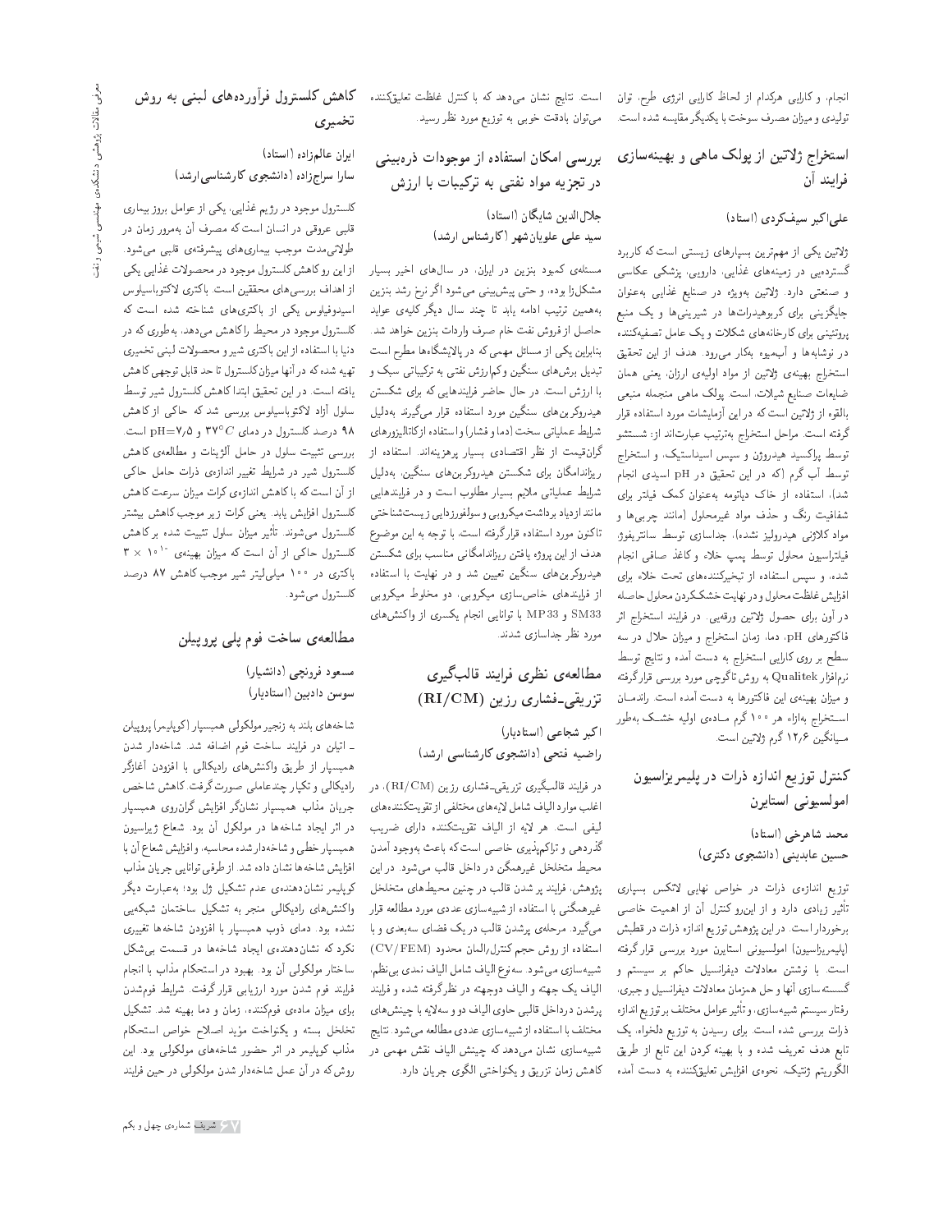انجام، و کارایی هرکدام از لحاظ کارایی انرژی طرح، توان تولیدی و میزان مصرف سوخت با یکدیگر مقایسه شده است.

## استخراج ژلاتین از پولک ماهی و بهینه‌سازی فرایند آن

**علی‌اکبر سیف‌کردی (استاد)**

ژلاتین یکی از مهم‌ترین بسپارهای زیستی است که کاربرد گسترده‌یی در زمینه‌های غذایی، دارویی، پزشکی عکاسی و صنعتی دارد. ژلاتین به‌ویژه در صنایع غذایی به‌عنوان جایگزینی برای کربوهیدرات‌ها در شیرینی‌ها و یک منبع پروتئینی برای کارخانه‌های شکلات و یک عامل تصفیه‌کننده در نوشابه‌ها و آب‌میوه به‌کار می‌رود. هدف از این تحقیق استخراج بهینه‌ی ژلاتین از مواد اولیه‌ی ارزان، یعنی همان ضایعات صنایع شیلات، است. پولک ماهی منجمله منبعی بالقوه از ژلاتین است که در این آزمایشات مورد استفاده قرار گرفته است. مراحل استخراج به‌ترتیب عبارت‌اند از: شستشو توسط پراکسید هیدروژن و سپس اسیداستیک، و استخراج توسط آب گرم (که در این تحقیق در pH اسیدی انجام شد)، استفاده از خاک دیاتومه به‌عنوان کمک فیلتر برای شفافیت رنگ و حذف مواد غیرمحلول (مانند چربی‌ها و مواد کلاژنی هیدرولیز نشده)، جداسازی توسط سانتریفوژ، فیلتراسیون محلول توسط پمپ خلاء و کاغذ صافی انجام شده، و سپس استفاده از تبخیرکننده‌های تحت خلاء برای افزایش غلظت محلول و در نهایت خشک‌کردن محلول حاصله در آون برای حصول ژلاتین ورقه‌یی. در فرایند استخراج اثر فاکتورهای pH، دما، زمان استخراج و میزان حلال در سه سطح بر روی کارایی استخراج به دست آمده و نتایج توسط نرم‌افزار Qualitek به روش تاگوچی مورد بررسی قرار گرفته و میزان بهینه‌ی این فاکتورها به دست آمده است. راندمان استخراج به‌ازاء هر ۱۰۰ گرم مـاده‌ی اولیه خشـک به‌طور مـیانگین ۱۲٫۶ گرم ژلاتین است.

## کنترل توزیع اندازه ذرات در پلیمریزاسیون امولسیونی استایرن

**محمد شاهرخی (استاد)**
**حسین عابدینی (دانشجوی دکتری)**

توزیع اندازه‌ی ذرات در خواص نهایی لاتکس بسیاری تأثیر زیادی دارد و از این‌رو کنترل آن از اهمیت خاصی برخوردار است. در این پژوهش توزیع اندازه ذرات در قطبش (پلیمریزاسیون) امولسیونی استایرن مورد بررسی قرار گرفته است. با نوشتن معادلات دیفرانسیل حاکم بر سیستم و گسسته‌سازی آنها و حل همزمان معادلات دیفرانسیل و جبری، رفتار سیستم شبیه‌سازی، و تأثیر عوامل مختلف بر توزیع اندازه ذرات بررسی شده است. برای رسیدن به توزیع دلخواه، یک تابع هدف تعریف شده و با بهینه کردن این تابع از طریق الگوریتم ژنتیک، نحوه‌ی افزایش تعلیق‌کننده به دست آمده است. نتایج نشان می‌دهد که با کنترل غلظت تعلیق‌کننده می‌توان بادقت خوبی به توزیع مورد نظر رسید.

## بررسی امکان استفاده از موجودات ذره‌بینی در تجزیه مواد نفتی به ترکیبات با ارزش

**جلال‌الدین شایگان (استاد)**
**سید علی علوی‌بان‌شهر (کارشناس ارشد)**

مسئله‌ی کمبود بنزین در ایران، در سال‌های اخیر بسیار مشکل‌زا بوده، و حتی پیش‌بینی می‌شود اگر نرخ رشد بنزین به‌همین ترتیب ادامه یابد تا چند سال دیگر کلیه‌ی عواید حاصل از فروش نفت خام صرف واردات بنزین خواهد شد. بنابراین یکی از مسائل مهمی که در پالایشگاه‌ها مطرح است تبدیل برش‌های سنگین و کم‌ارزش نفتی به ترکیباتی سبک و با ارزش است. در حال حاضر فرایندهایی که برای شکستن هیدروکربن‌های سنگین مورد استفاده قرار می‌گیرند به‌دلیل شرایط عملیاتی سخت (دما و فشار) و استفاده از کاتالیزورهای گران‌قیمت از نظر اقتصادی بسیار پرهزینه‌اند. استفاده از ریزاندامگان برای شکستن هیدروکربن‌های سنگین، به‌دلیل شرایط عملیاتی ملایم بسیار مطلوب است و در فرایندهایی مانند ازدیاد برداشت میکروبی و سولفورزدایی زیست‌شناختی تاکنون مورد استفاده قرارگرفته است، با توجه به این موضوع هدف از این پروژه یافتن ریزاندامگانی مناسب برای شکستن هیدروکربن‌های سنگین تعیین شد و در نهایت با استفاده از فرایندهای خاص‌سازی میکروبی، دو مخلوط میکروبی SM33 و MP33 با توانایی انجام یکسری از واکنش‌های مورد نظر جداسازی شدند.

## مطالعه‌ی نظری فرایند قالب‌گیری تزریقی-فشاری رزین (RI/CM)

**اکبر شجاعی (استادیار)**
**راضیه فتحی (دانشجوی کارشناسی ارشد)**

در فرایند قالب‌گیری تزریقی-فشاری رزین (RI/CM)، در اغلب موارد الیاف شامل لایه‌های مختلفی از تقویت‌کننده‌های لیفی است. هر لایه از الیاف تقویت‌کننده دارای ضریب گذردهی و تراکم‌پذیری خاصی است که باعث به‌وجود آمدن محیط متخلخل غیرهمگن در داخل قالب می‌شود. در این پژوهش، فرایند پر شدن قالب در چنین محیط‌های متخلخل غیرهمگنی با استفاده از شبیه‌سازی عددی مورد مطالعه قرار می‌گیرد. مرحله‌ی پرشدن قالب در یک فضای سه‌بعدی و با استفاده از روش حجم کنترل/المان محدود (CV/FEM) شبیه‌سازی می‌شود. سه‌نوع الیاف شامل الیاف نمدی بی‌نظم، الیاف یک جهته و الیاف دوجهته در نظرگرفته شده و فرایند پرشدن درداخل قالبی حاوی الیاف دو و سه‌لایه با چینش‌های مختلف با استفاده از شبیه‌سازی عددی مطالعه می‌شود. نتایج شبیه‌سازی نشان می‌دهد که چینش الیاف نقش مهمی در کاهش زمان تزریق و یکنواختی الگوی جریان دارد.

## کاهش کلسترول فرآورده‌های لبنی به روش تخمیری

**ایران عالم‌زاده (استاد)**
**سارا سراج‌زاده (دانشجوی کارشناسی‌ارشد)**

کلسترول موجود در رژیم غذایی، یکی از عوامل بروز بیماری قلبی عروقی در انسان است که مصرف آن به‌مرور زمان در طولانی‌مدت موجب بیماری‌های پیشرفته‌ی قلبی می‌شود. از این رو کاهش کلسترول موجود در محصولات غذایی یکی از اهداف بررسی‌های محققین است. باکتری لاکتوباسیلوس اسیدوفیلوس یکی از باکتری‌های شناخته شده است که کلسترول موجود در محیط را کاهش می‌دهد، به‌طوری که در دنیا با استفاده از این باکتری شیر و محصولات لبنی تخمیری تهیه شده که در آنها میزان کلسترول تا حد قابل توجهی کاهش یافته است. در این تحقیق ابتدا کاهش کلسترول شیر توسط سلول آزاد لاکتوباسیلوس بررسی شد که حاکی از کاهش ۹۸ درصد کلسترول در دمای $37^{\circ}C$ و pH=۷٫۵ است. بررسی تثبیت سلول در حامل آلژینات و مطالعه‌ی کاهش کلسترول شیر در شرایط تغییر اندازه‌ی ذرات حامل حاکی از آن است که با کاهش اندازه‌ی کرات میزان سرعت کاهش کلسترول افزایش یابد. یعنی کرات زیر موجب کاهش بیشتر کلسترول می‌شوند. تأثیر میزان سلول تثبیت شده بر کاهش کلسترول حاکی از آن است که میزان بهینه‌ی $3 \times 10^{10}$ باکتری در ۱۰۰ میلی‌لیتر شیر موجب کاهش ۸۷ درصد کلسترول می‌شود.

## مطالعه‌ی ساخت فوم پلی پروپیلن

**مسعود فرونچی (دانشیار)**
**سوسن دادبین (استادیار)**

شاخه‌های بلند به زنجیر مولکولی همبسپار (کوپلیمر) پروپیلن ـ اتیلن در فرایند ساخت فوم اضافه شد. شاخه‌دار شدن همبسپار از طریق واکنش‌های رادیکالی با افزودن آغازگر رادیکالی و تکیار چندعاملی صورت گرفت. کاهش شاخص جریان مذاب همبسپار نشان‌گر افزایش گران‌روی همبسپار در اثر ایجاد شاخه‌ها در مولکول آن بود. شعاع ژیراسیون همبسپار خطی و شاخه‌دارشده محاسبه، و افزایش شعاع آن با افزایش شاخه‌ها نشان داده شد. از طرفی توانایی جریان مذاب کوپلیمر نشان‌دهنده‌ی عدم تشکیل ژل بود؛ به‌عبارت دیگر واکنش‌های رادیکالی منجر به تشکیل ساختمان شبکه‌یی نشده بود. دمای ذوب همبسپار با افزودن شاخه‌ها تغییری نکرد که نشان‌دهنده‌ی ایجاد شاخه‌ها در قسمت بی‌شکل ساختار مولکولی آن بود. بهبود در استحکام مذاب با انجام فرایند فوم شدن مورد ارزیابی قرار گرفت. شرایط فوم‌شدن برای میزان ماده‌ی فوم‌کننده، زمان و دما بهینه شد. تشکیل تخلخل بسته و یکنواخت مؤید اصلاح خواص استحکام مذاب کوپلیمر در اثر حضور شاخه‌های مولکولی بود. این روش که در آن عمل شاخه‌دار شدن مولکولی در حین فرایند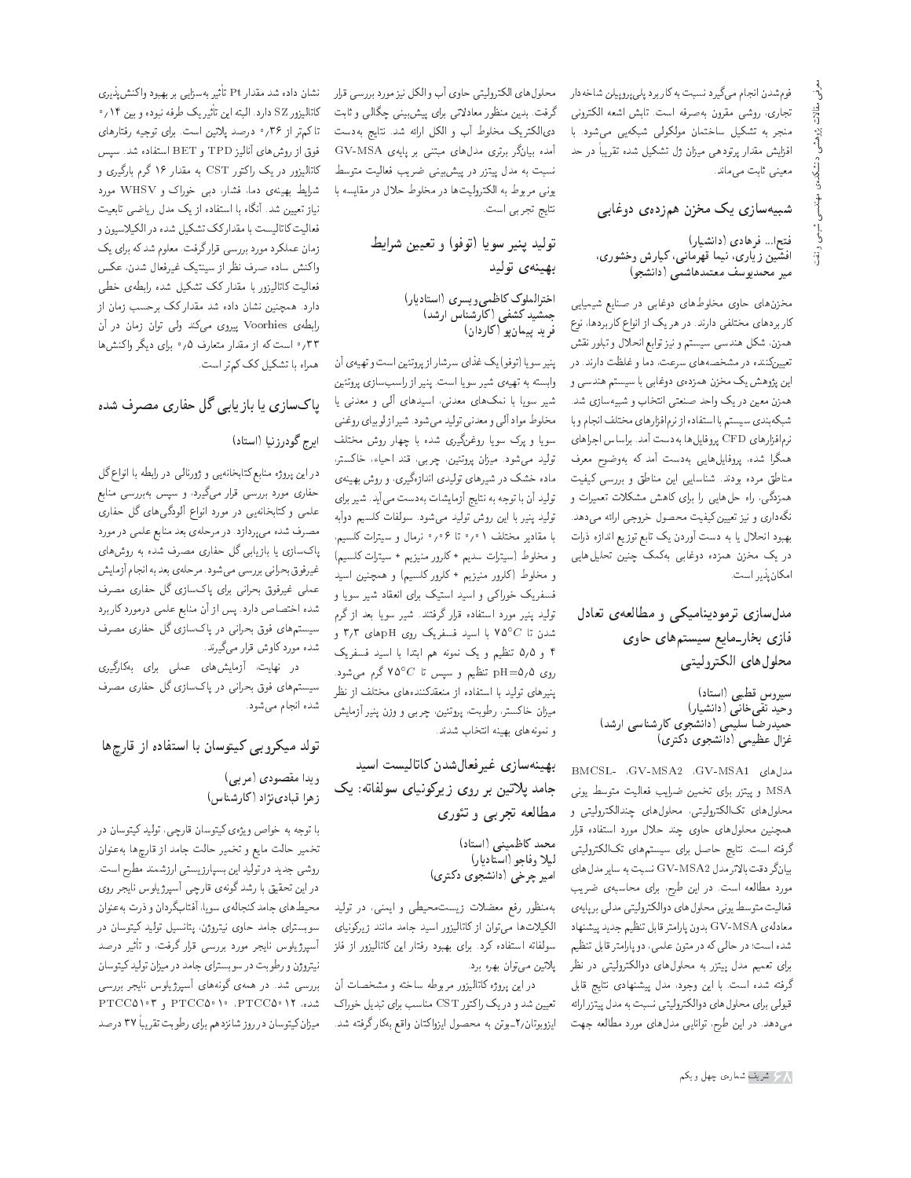فوم‌شدن انجام می‌گیرد نسبت به کاربرد پلی‌پروپیلن شاخه‌دار تجاری، روشی مقرون به‌صرفه است. تابش اشعه الکترونی منجر به تشکیل ساختمان مولکولی شبکه‌یی می‌شود. با افزایش مقدار پرتودهی میزان ژل تشکیل شده تقریباً در حد معینی ثابت می‌ماند.

## شبیه‌سازی یک مخزن هم‌زده‌ی دوغابی

**فتح‌ا... فرهادی (دانشیار)**
**افشین زیاری، نیما قهرمانی، کیارش وخشوری، میر محمدیوسف معتمدهاشمی (دانشجو)**

مخزن‌های حاوی مخلوط‌های دوغابی در صنایع شیمیایی کاربردهای مختلفی دارند. در هر یک از انواع کاربردها، نوع همزن، شکل هندسی سیستم و نیز توابع انحلال و تبلور نقش تعیین‌کننده در مشخصه‌های سرعت، دما و غلظت دارند. در این پژوهش یک مخزن همزده‌ی دوغابی با سیستم هندسی و همزن معین در یک واحد صنعتی انتخاب و شبیه‌سازی شد. شبکه‌بندی سیستم با استفاده از نرم‌افزارهای مختلف انجام و با نرم‌افزارهای CFD پروفیل‌ها به‌دست آمد. براساس اجراهای همگرا شده، پروفیل‌هایی به‌دست آمد که به‌وضوح معرف مناطق مرده بودند. شناسایی این مناطق و بررسی کیفیت همزدگی، راه حل‌هایی را برای کاهش مشکلات تعمیرات و نگه‌داری و نیز تعیین کیفیت محصول خروجی ارائه می‌دهد. بهبود انحلال یا به دست آوردن یک تابع توزیع اندازه ذرات در یک مخزن همزده دوغابی به‌کمک چنین تحلیل‌هایی امکان‌پذیر است.

## مدل‌سازی ترمودینامیکی و مطالعه‌ی تعادل فازی بخار ـ مایع سیستم‌های حاوی محلول‌های الکترولیتی

**سیروس قطبی (استاد)**
**وحید تقی‌خانی (دانشیار)**
**حمیدرضا سلیمی (دانشجوی کارشناسی ارشد)**
**غزال عظیمی (دانشجوی دکتری)**

مدل‌های GV-MSA1، GV-MSA2، BMCSL-MSA و پیتزر برای تخمین ضرایب فعالیت متوسط یونی محلول‌های تک‌الکترولیتی، محلول‌های چندالکترولیتی و همچنین محلول‌های حاوی چند حلال مورد استفاده قرار گرفته است. نتایج حاصل برای سیستم‌های تک‌الکترولیتی بیانگر دقت بالاتر مدل GV-MSA2 نسبت به سایر مدل‌های مورد مطالعه است. در این طرح، برای محاسبه‌ی ضریب فعالیت متوسط یونی محلول‌های دوالکترولیتی مدلی برپایه‌ی معادله‌ی GV-MSA بدون پارامتر قابل تنظیم جدید پیشنهاد شده است؛ در حالی که در متون علمی، دو پارامتر قابل تنظیم برای تعمیم مدل پیتزر به محلول‌های دوالکترولیتی در نظر گرفته شده است. با این وجود، مدل پیشنهادی نتایج قابل قبولی برای محلول‌های دوالکترولیتی نسبت به مدل پیتزر ارائه می‌دهد. در این طرح، توانایی مدل‌های مورد مطالعه جهت محلول‌های الکترولیتی حاوی آب والکل نیز مورد بررسی قرار گرفت. بدین منظور معادلاتی برای پیش‌بینی چگالی و ثابت دی‌الکتریک مخلوط آب و الکل ارائه شد. نتایج به‌دست آمده بیانگر برتری مدل‌های مبتنی بر پایه‌ی GV-MSA نسبت به مدل پیتزر در پیش‌بینی ضریب فعالیت متوسط یونی مربوط به الکترولیت‌ها در مخلوط حلال در مقایسه با نتایج تجربی است.

## تولید پنیر سویا (توفو) و تعیین شرایط بهینه‌ی تولید

**اخترالملوک کاظمی‌ویسری (استادیار)**
**جمشید کشفی (کارشناس ارشد)**
**فرید پیمان‌پو (کاردان)**

پنیر سویا (توفو) یک غذای سرشار از پروتئین است و تهیه‌ی آن وابسته به تهیه‌ی شیر سویا است. پنیر از راسب‌سازی پروتئین شیر سویا با نمک‌های معدنی، اسیدهای آلی و معدنی یا مخلوط مواد آلی و معدنی تولید می‌شود. شیر از لوبیای روغنی سویا و پرک سویا روغن‌گیری شده با چهار روش مختلف تولید می‌شود. میزان پروتئین، چربی، قند احیاء، خاکستر، ماده خشک در شیرهای تولیدی اندازه‌گیری، و روش بهینه‌ی تولید آن با توجه به نتایج آزمایشات به‌دست می‌آید. شیر برای تولید پنیر با این روش تولید می‌شود. سولفات کلسیم دوآبه با مقادیر مختلف ۰٫۰۱ تا ۰٫۰۶ نرمال و سیترات کلسیم، و مخلوط (سیترات سدیم + کلرور منیزیم + سیترات کلسیم) و مخلوط (کلرور منیزیم + کلرور کلسیم) و همچنین اسید فسفریک خوراکی و اسید استیک برای انعقاد شیر سویا و تولید پنیر مورد استفاده قرار گرفتند. شیر سویا بعد از گرم شدن تا $75^{\circ}C$ با اسید فسفریک روی pHهای ۳٫۳ و ۴ و ۵٫۵ تنظیم و یک نمونه هم ابتدا با اسید فسفریک روی pH=۵٫۵ تنظیم و سپس تا $75^{\circ}C$ گرم می‌شود. پنیرهای تولید با استفاده از منعقدکننده‌های مختلف از نظر میزان خاکستر، رطوبت، پروتئین، چربی و وزن پنیر آزمایش و نمونه‌های بهینه انتخاب شدند.

## بهینه‌سازی غیرفعال‌شدن کاتالیست اسید جامد پلاتین بر روی زیرکونیای سولفاته: یک مطالعه تجربی و تئوری

**محمد کاظمینی (استاد)**
**لیلا وفاجو (استادیار)**
**امیر چرخی (دانشجوی دکتری)**

به‌منظور رفع معضلات زیست‌محیطی و ایمنی، در تولید الکیلات‌ها می‌توان از کاتالیزور اسید جامد مانند زیرکونیای سولفاته استفاده کرد. برای بهبود رفتار این کاتالیزور از فلز پلاتین می‌توان بهره برد.

در این پروژه کاتالیزور مربوطه ساخته و مشخصات آن تعیین شد و در یک راکتور CST مناسب برای تبدیل خوراک ایزوبوتان/۲ـ بوتن به محصول ایزواکتان واقع به‌کار گرفته شد. نشان داده شد مقدار Pt تأثیر به‌سزایی بر بهبود واکنش‌پذیری کاتالیزور SZ دارد. البته این تأثیر یک طرفه نبوده و بین ۰٫۱۴ تا کم‌تر از ۰٫۳۶ درصد پلاتین است. برای توجیه رفتارهای فوق از روش‌های آنالیز TPD و BET استفاده شد. سپس کاتالیزور در یک راکتور CST به مقدار ۱۶ گرم بارگیری و شرایط بهینه‌ی دما، فشار، دبی خوراک و WHSV مورد نیاز تعیین شد. آنگاه با استفاده از یک مدل ریاضی تابعیت فعالیت کاتالیست با مقدار کک تشکیل شده در الکیلاسیون و زمان عملکرد مورد بررسی قرار گرفت. معلوم شد که برای یک واکنش ساده صرف نظر از سینتیک غیرفعال شدن، عکس فعالیت کاتالیزور با مقدار کک تشکیل شده رابطه‌ی خطی دارد. همچنین نشان داده شد مقدار کک برحسب زمان از رابطه‌ی Voorhies پیروی می‌کند ولی توان زمان در آن ۰٫۳۳ است که از مقدار متعارف ۰٫۵ برای دیگر واکنش‌ها همراه با تشکیل کک کم‌تر است.

## پاک‌سازی یا بازیابی گل حفاری مصرف شده

**ایرج گودرزنیا (استاد)**

در این پروژه منابع کتابخانه‌یی و ژورنالی در رابطه با انواع گل حفاری مورد بررسی قرار می‌گیرد، و سپس به‌بررسی منابع علمی و کتابخانه‌یی در مورد انواع آلودگی‌های گل حفاری مصرف شده می‌پردازد. در مرحله‌ی بعد منابع علمی در مورد پاک‌سازی یا بازیابی گل حفاری مصرف شده به روش‌های غیرفوق بحرانی بررسی می‌شود. مرحله‌ی بعد به انجام آزمایش عملی غیرفوق بحرانی برای پاک‌سازی گل حفاری مصرف شده اختصاص دارد. پس از آن منابع علمی درمورد کاربرد سیستم‌های فوق بحرانی در پاک‌سازی گل حفاری مصرف شده مورد کاوش قرار می‌گیرند.

در نهایت، آزمایش‌های عملی برای به‌کارگیری سیستم‌های فوق بحرانی در پاک‌سازی گل حفاری مصرف شده انجام می‌شود.

## تولد میکروبی کیتوسان با استفاده از قارچ‌ها

**ویدا مقصودی (مربی)**
**زهرا قبادی‌نژاد (کارشناس)**

با توجه به خواص ویژه‌ی کیتوسان قارچی، تولید کیتوسان در تخمیر حالت مایع و تخمیر حالت جامد از قارچ‌ها به‌عنوان روشی جدید در تولید این بسپار زیستی ارزشمند مطرح است. در این تحقیق با رشد گونه‌ی قارچی آسپرژیلوس نایجر روی محیط‌های جامد کنجاله‌ی سویا، آفتاب‌گردان و ذرت به‌عنوان سوبسترای جامد حاوی نیتروژن، پتانسیل تولید کیتوسان در آسپرژیلوس نایجر مورد بررسی قرار گرفت، و تأثیر درصد نیتروژن و رطوبت در سوبسترای جامد در میزان تولید کیتوسان بررسی شد. در همه‌ی گونه‌های آسپرژیلوس نایجر بررسی شده، PTCC۵۰۱۲، PTCC۵۰۱۰ و PTCC۵۱۰۳ میزان کیتوسان در روز شانزدهم برای رطوبت تقریباً ۳۷ درصد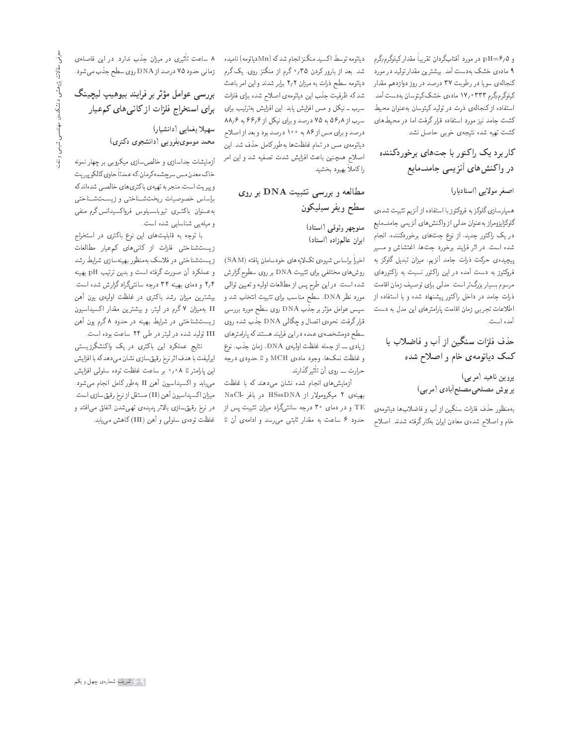و pH=۶٫۵ در مورد آفتاب‌گردان تقریباً مقدار کیلوگرم/گرم ۹ ماده‌ی خشک به‌دست آمد. بیشترین مقدار تولید در مورد کنجاله‌ی سویا در رطوبت ۳۷ درصد در روز دوازدهم مقدار کیلوگرم/گرم ۱۷٫۰۳۳ ماده‌ی خشک کیتوسان به‌دست آمد. استفاده از کنجاله‌ی ذرت در تولید کیتوسان به‌عنوان محیط کشت جامد نیز مورد استفاده قرار گرفت اما در محیط‌های کشت تهیه شده نتیجه‌ی خوبی حاصل نشد.

## کاربرد یک راکتور با جت‌های برخوردکننده در واکنش‌های آنزیمی جامد ـ مایع

**اصغر مولایی (استادیار)**

همپارسازی گلوکز به فروکتوز با استفاده از آنزیم تثبیت شده‌ی گلوکزایزومراز به‌عنوان مدلی از واکنش‌های آنزیمی جامد ـ مایع در یک راکتور جدید، از نوع جت‌های برخوردکننده، انجام شده است. در اثر فرایند برخورد جت‌ها، اغتشاش و مسیر پیچیده‌ی حرکت ذرات جامد آنزیم، میزان تبدیل گلوکز به فروکتوز به دست آمده در این راکتور نسبت به راکتورهای مرسوم بسیار بزرگ‌تر است. مدلی برای توصیف زمان اقامت ذرات جامد در داخل راکتور پیشنهاد شده و با استفاده از اطلاعات تجربی زمان اقامت پارامترهای این مدل به دست آمده است.

## حذف فلزات سنگین از آب و فاضلاب با کمک دیاتومه‌ی خام و اصلاح شده

**پروین ناهید (مربی)**
**پریوش مصلحی‌مصلح‌آبادی (مربی)**

به‌منظور حذف فلزات سنگین از آب و فاضلاب‌ها دیاتومه‌ی خام و اصلاح شده‌ی معادن ایران به‌کار گرفته شدند. اصلاح دیاتومه توسط اکسید منگنز انجام شد که (Mnدیاتومه) نامیده شد. بعد از بارور کردن ۰٫۳۵ گرم از منگنز روی، یک گرم دیاتومه سطح ذرات به میزان ۲٫۲ برابر شدند و این امر باعث شد که ظرفیت جذب این دیاتومه‌ی اصلاح شده برای فلزات سرب ـ نیکل و مس افزایش یابد. این افزایش به‌ترتیب برای سرب از ۵۶٫۸ به ۷۵ درصد و برای نیکل از ۶۶٫۶ به ۸۸٫۶ درصد و برای مس از ۸۶ به ۱۰۰ درصد بود و بعد از اصلاح دیاتومه‌ی مس در تمام غلظت‌ها به‌طور کامل حذف شد. این اصلاح همچنین باعث افزایش شدت تصفیه شد و این امر را کاملاً بهبود بخشید.

## مطالعه و بررسی تثبیت DNA بر روی سطح ویفر سیلیکون

**منوچهر وثوقی (استاد)**
**ایران عالم‌زاده (استاد)**

اخیراً براساس شیوه‌ی تک‌لایه‌های خودسامان یافته (SAM) روش‌های مختلفی برای تثبیت DNA بر روی سطوح گزارش شده است. در این طرح پس از مطالعات اولیه و تعیین توالی مورد نظر DNA، سطح مناسب برای تثبیت انتخاب شد و سپس عوامل مؤثر بر جذب DNA روی سطح مورد بررسی قرار گرفت. نحوه‌ی اتصال و چگالی DNA جذب شده روی سطح دومشخصه‌ی عمده در این فرایند هستند که پارامترهای زیادی ــ از جمله غلظت اولیه‌ی DNA، زمان جذب، نوع و غلظت نمک‌ها، وجود ماده‌ی MCH و تا حدودی درجه حرارت ــ روی آن تأثیر گذارند.

آزمایش‌های انجام شده نشان می‌دهند که با غلظت بهینه‌ی ۲ میکرومولار از HSssDNA در بافر NaCl-TE و در دمای ۳۰ درجه سانتی‌گراد میزان تثبیت پس از حدود ۶ ساعت به مقدار ثابتی می‌رسد و ادامه‌ی آن تا ۸ ساعت تأثیری در میزان جذب ندارد. در این فاصله‌ی زمانی حدود ۷۵ درصد از DNA روی سطح جذب می‌شود.

## بررسی عوامل مؤثر بر فرایند بیوهیپ لیچینگ برای استخراج فلزات از کانی‌های کم‌عیار

**سهیلا یغمایی (دانشیار)**
**محمد موسوی‌بفرویی (دانشجوی دکتری)**

آزمایشات جداسازی و خالص‌سازی میکروبی بر چهار نمونه خاک معدن مس سرچشمه کرمان، که عمدتاً حاوی کالکوپیریت و پیریت است، منجر به تهیه‌ی باکتری‌های خالصی شده‌اند که براساس خصوصیات ریخت‌شناختی و زیست‌شناختی به‌عنوان باکتری تیوباسیلوس فرواکسیدانس گرم منفی و میله‌یی شناسایی شده است.

با توجه به قابلیت‌های این نوع باکتری در استخراج زیست‌شناختی فلزات از کانی‌های کم‌عیار مطالعات زیست‌شناختی در فلاسک به‌منظور بهینه‌سازی شرایط رشد و عملکرد آن صورت گرفته است و بدین ترتیب pH بهینه ۲٫۴ و دمای بهینه ۳۴ درجه سانتی‌گراد گزارش شده است. بیشترین میزان رشد باکتری در غلظت اولیه‌ی یون آهن II به‌میزان ۷ گرم در لیتر، و بیشترین مقدار اکسیداسیون زیست‌شناختی در شرایط بهینه در حدود ۸ گرم یون آهن III تولید شده در لیتر در طی ۲۴ ساعت بوده است.

نتایج عملکرد این باکتری در یک واکنشگر زیستی ایرلیفت با هدف اثر نرخ رقیق‌سازی نشان می‌دهد که با افزایش این پارامتر تا ۰٫۸ بر ساعت غلظت توده سلولی افزایش می‌یابد و اکسیداسیون آهن II به‌طور کامل انجام می‌شود. میزان اکسیداسیون آهن (II) مستقل از نرخ رقیق‌سازی است. در نرخ رقیق‌سازی بالاتر پدیده‌ی تهی‌شدن اتفاق می‌افتد و غلظت توده‌ی سلولی و آهن (III) کاهش می‌یابد.